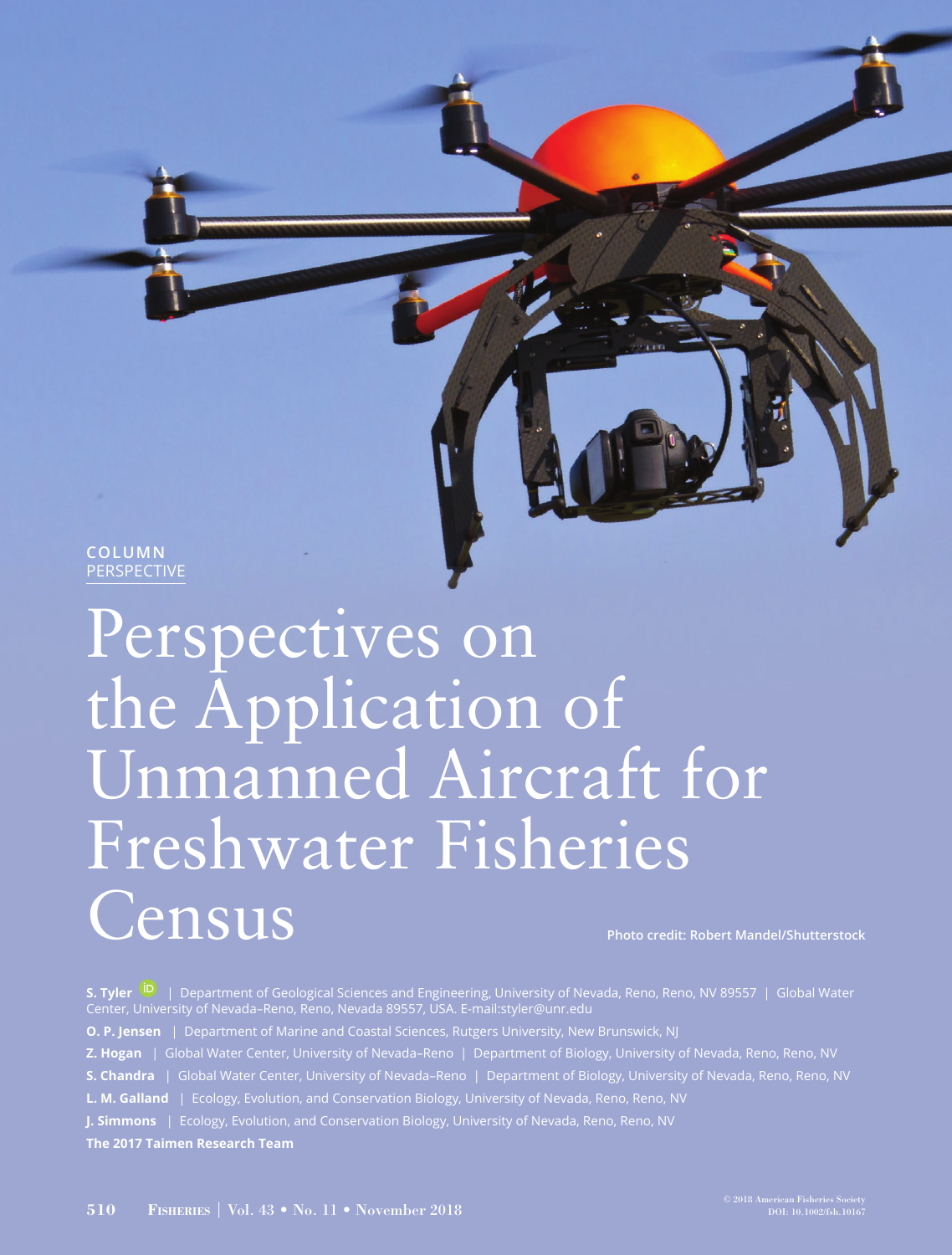COLUMN
PERSPECTIVE

# Perspectives on the Application of Unmanned Aircraft for Freshwater Fisheries Census

Photo credit: Robert Mandel/Shutterstock

**S. Tyler** | Department of Geological Sciences and Engineering, University of Nevada, Reno, Reno, NV 89557 | Global Water Center, University of Nevada–Reno, Reno, Nevada 89557, USA. E-mail:styler@unr.edu

**O. P. Jensen** | Department of Marine and Coastal Sciences, Rutgers University, New Brunswick, NJ

**Z. Hogan** | Global Water Center, University of Nevada–Reno | Department of Biology, University of Nevada, Reno, Reno, NV

**S. Chandra** | Global Water Center, University of Nevada–Reno | Department of Biology, University of Nevada, Reno, Reno, NV

**L. M. Galland** | Ecology, Evolution, and Conservation Biology, University of Nevada, Reno, Reno, NV

**J. Simmons** | Ecology, Evolution, and Conservation Biology, University of Nevada, Reno, Reno, NV

**The 2017 Taimen Research Team**

© 2018 American Fisheries Society
DOI: 10.1002/fsh.10167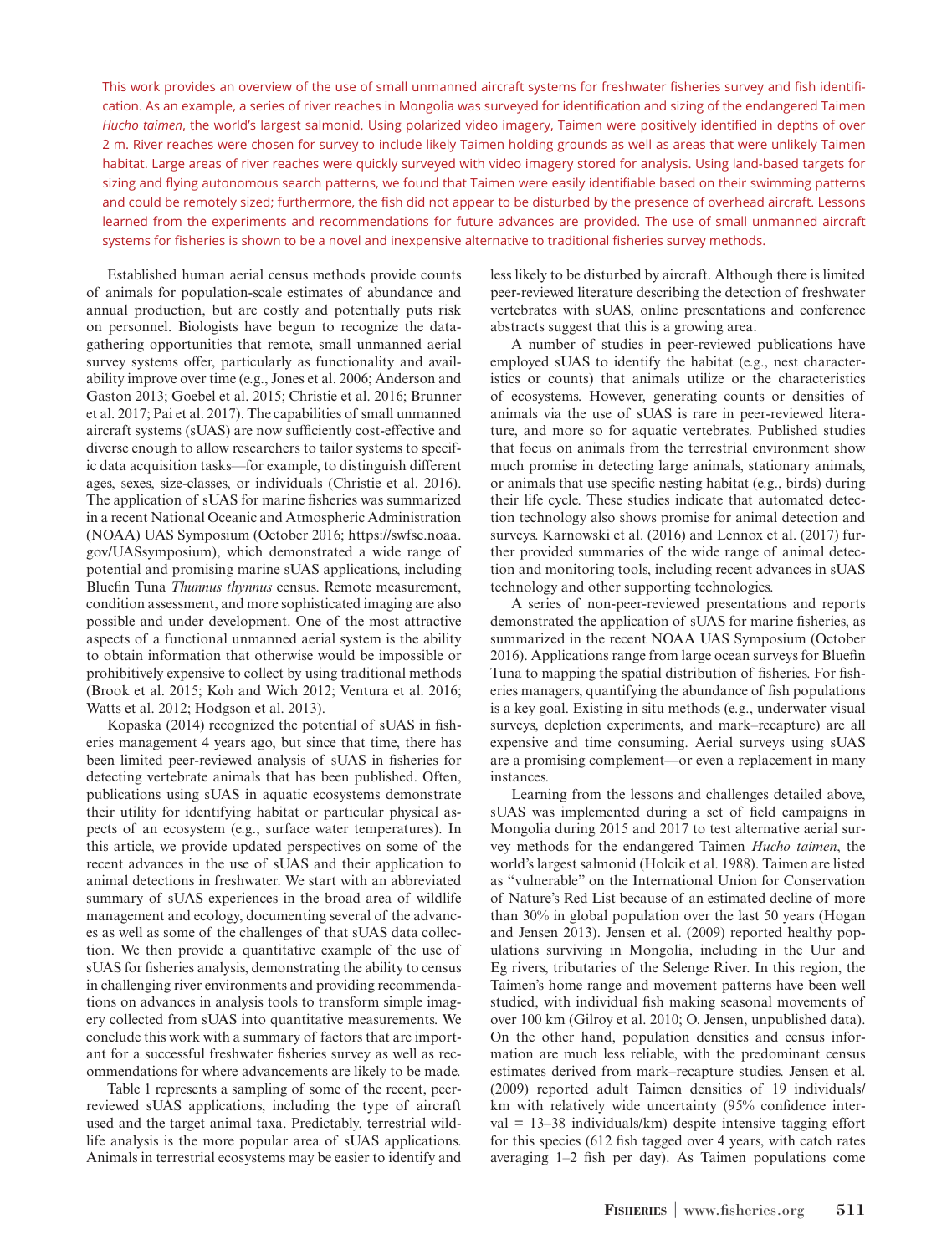This work provides an overview of the use of small unmanned aircraft systems for freshwater fisheries survey and fish identification. As an example, a series of river reaches in Mongolia was surveyed for identification and sizing of the endangered Taimen *Hucho taimen*, the world's largest salmonid. Using polarized video imagery, Taimen were positively identified in depths of over 2 m. River reaches were chosen for survey to include likely Taimen holding grounds as well as areas that were unlikely Taimen habitat. Large areas of river reaches were quickly surveyed with video imagery stored for analysis. Using land-based targets for sizing and flying autonomous search patterns, we found that Taimen were easily identifiable based on their swimming patterns and could be remotely sized; furthermore, the fish did not appear to be disturbed by the presence of overhead aircraft. Lessons learned from the experiments and recommendations for future advances are provided. The use of small unmanned aircraft systems for fisheries is shown to be a novel and inexpensive alternative to traditional fisheries survey methods.

Established human aerial census methods provide counts of animals for population-scale estimates of abundance and annual production, but are costly and potentially puts risk on personnel. Biologists have begun to recognize the data-gathering opportunities that remote, small unmanned aerial survey systems offer, particularly as functionality and availability improve over time (e.g., Jones et al. 2006; Anderson and Gaston 2013; Goebel et al. 2015; Christie et al. 2016; Brunner et al. 2017; Pai et al. 2017). The capabilities of small unmanned aircraft systems (sUAS) are now sufficiently cost-effective and diverse enough to allow researchers to tailor systems to specific data acquisition tasks—for example, to distinguish different ages, sexes, size-classes, or individuals (Christie et al. 2016). The application of sUAS for marine fisheries was summarized in a recent National Oceanic and Atmospheric Administration (NOAA) UAS Symposium (October 2016; https://swfsc.noaa.gov/UASsymposium), which demonstrated a wide range of potential and promising marine sUAS applications, including Bluefin Tuna *Thunnus thynnus* census. Remote measurement, condition assessment, and more sophisticated imaging are also possible and under development. One of the most attractive aspects of a functional unmanned aerial system is the ability to obtain information that otherwise would be impossible or prohibitively expensive to collect by using traditional methods (Brook et al. 2015; Koh and Wich 2012; Ventura et al. 2016; Watts et al. 2012; Hodgson et al. 2013).

Kopaska (2014) recognized the potential of sUAS in fisheries management 4 years ago, but since that time, there has been limited peer-reviewed analysis of sUAS in fisheries for detecting vertebrate animals that has been published. Often, publications using sUAS in aquatic ecosystems demonstrate their utility for identifying habitat or particular physical aspects of an ecosystem (e.g., surface water temperatures). In this article, we provide updated perspectives on some of the recent advances in the use of sUAS and their application to animal detections in freshwater. We start with an abbreviated summary of sUAS experiences in the broad area of wildlife management and ecology, documenting several of the advances as well as some of the challenges of that sUAS data collection. We then provide a quantitative example of the use of sUAS for fisheries analysis, demonstrating the ability to census in challenging river environments and providing recommendations on advances in analysis tools to transform simple imagery collected from sUAS into quantitative measurements. We conclude this work with a summary of factors that are important for a successful freshwater fisheries survey as well as recommendations for where advancements are likely to be made.

Table 1 represents a sampling of some of the recent, peer-reviewed sUAS applications, including the type of aircraft used and the target animal taxa. Predictably, terrestrial wildlife analysis is the more popular area of sUAS applications. Animals in terrestrial ecosystems may be easier to identify and less likely to be disturbed by aircraft. Although there is limited peer-reviewed literature describing the detection of freshwater vertebrates with sUAS, online presentations and conference abstracts suggest that this is a growing area.

A number of studies in peer-reviewed publications have employed sUAS to identify the habitat (e.g., nest characteristics or counts) that animals utilize or the characteristics of ecosystems. However, generating counts or densities of animals via the use of sUAS is rare in peer-reviewed literature, and more so for aquatic vertebrates. Published studies that focus on animals from the terrestrial environment show much promise in detecting large animals, stationary animals, or animals that use specific nesting habitat (e.g., birds) during their life cycle. These studies indicate that automated detection technology also shows promise for animal detection and surveys. Karnowski et al. (2016) and Lennox et al. (2017) further provided summaries of the wide range of animal detection and monitoring tools, including recent advances in sUAS technology and other supporting technologies.

A series of non-peer-reviewed presentations and reports demonstrated the application of sUAS for marine fisheries, as summarized in the recent NOAA UAS Symposium (October 2016). Applications range from large ocean surveys for Bluefin Tuna to mapping the spatial distribution of fisheries. For fisheries managers, quantifying the abundance of fish populations is a key goal. Existing in situ methods (e.g., underwater visual surveys, depletion experiments, and mark–recapture) are all expensive and time consuming. Aerial surveys using sUAS are a promising complement—or even a replacement in many instances.

Learning from the lessons and challenges detailed above, sUAS was implemented during a set of field campaigns in Mongolia during 2015 and 2017 to test alternative aerial survey methods for the endangered Taimen *Hucho taimen*, the world's largest salmonid (Holcik et al. 1988). Taimen are listed as "vulnerable" on the International Union for Conservation of Nature's Red List because of an estimated decline of more than 30% in global population over the last 50 years (Hogan and Jensen 2013). Jensen et al. (2009) reported healthy populations surviving in Mongolia, including in the Uur and Eg rivers, tributaries of the Selenge River. In this region, the Taimen's home range and movement patterns have been well studied, with individual fish making seasonal movements of over 100 km (Gilroy et al. 2010; O. Jensen, unpublished data). On the other hand, population densities and census information are much less reliable, with the predominant census estimates derived from mark–recapture studies. Jensen et al. (2009) reported adult Taimen densities of 19 individuals/km with relatively wide uncertainty (95% confidence interval = 13–38 individuals/km) despite intensive tagging effort for this species (612 fish tagged over 4 years, with catch rates averaging 1–2 fish per day). As Taimen populations come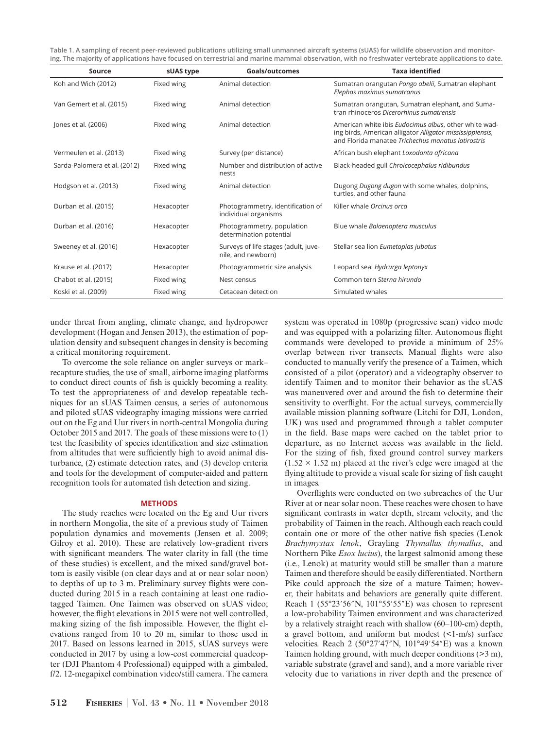Table 1. A sampling of recent peer-reviewed publications utilizing small unmanned aircraft systems (sUAS) for wildlife observation and monitoring. The majority of applications have focused on terrestrial and marine mammal observation, with no freshwater vertebrate applications to date.

| Source | sUAS type | Goals/outcomes | Taxa identified |
|---|---|---|---|
| Koh and Wich (2012) | Fixed wing | Animal detection | Sumatran orangutan *Pongo abelii*, Sumatran elephant *Elephas maximus sumatranus* |
| Van Gemert et al. (2015) | Fixed wing | Animal detection | Sumatran orangutan, Sumatran elephant, and Sumatran rhinoceros *Dicerorhinus sumatrensis* |
| Jones et al. (2006) | Fixed wing | Animal detection | American white ibis *Eudocimus albus*, other white wading birds, American alligator *Alligator mississippiensis*, and Florida manatee *Trichechus manatus latirostris* |
| Vermeulen et al. (2013) | Fixed wing | Survey (per distance) | African bush elephant *Loxodonta africana* |
| Sarda-Palomera et al. (2012) | Fixed wing | Number and distribution of active nests | Black-headed gull *Chroicocephalus ridibundus* |
| Hodgson et al. (2013) | Fixed wing | Animal detection | Dugong *Dugong dugon* with some whales, dolphins, turtles, and other fauna |
| Durban et al. (2015) | Hexacopter | Photogrammetry, identification of individual organisms | Killer whale *Orcinus orca* |
| Durban et al. (2016) | Hexacopter | Photogrammetry, population determination potential | Blue whale *Balaenoptera musculus* |
| Sweeney et al. (2016) | Hexacopter | Surveys of life stages (adult, juvenile, and newborn) | Stellar sea lion *Eumetopias jubatus* |
| Krause et al. (2017) | Hexacopter | Photogrammetric size analysis | Leopard seal *Hydrurga leptonyx* |
| Chabot et al. (2015) | Fixed wing | Nest census | Common tern *Sterna hirundo* |
| Koski et al. (2009) | Fixed wing | Cetacean detection | Simulated whales |

under threat from angling, climate change, and hydropower development (Hogan and Jensen 2013), the estimation of population density and subsequent changes in density is becoming a critical monitoring requirement.

To overcome the sole reliance on angler surveys or mark–recapture studies, the use of small, airborne imaging platforms to conduct direct counts of fish is quickly becoming a reality. To test the appropriateness of and develop repeatable techniques for an sUAS Taimen census, a series of autonomous and piloted sUAS videography imaging missions were carried out on the Eg and Uur rivers in north-central Mongolia during October 2015 and 2017. The goals of these missions were to (1) test the feasibility of species identification and size estimation from altitudes that were sufficiently high to avoid animal disturbance, (2) estimate detection rates, and (3) develop criteria and tools for the development of computer-aided and pattern recognition tools for automated fish detection and sizing.

## METHODS

The study reaches were located on the Eg and Uur rivers in northern Mongolia, the site of a previous study of Taimen population dynamics and movements (Jensen et al. 2009; Gilroy et al. 2010). These are relatively low-gradient rivers with significant meanders. The water clarity in fall (the time of these studies) is excellent, and the mixed sand/gravel bottom is easily visible (on clear days and at or near solar noon) to depths of up to 3 m. Preliminary survey flights were conducted during 2015 in a reach containing at least one radio-tagged Taimen. One Taimen was observed on sUAS video; however, the flight elevations in 2015 were not well controlled, making sizing of the fish impossible. However, the flight elevations ranged from 10 to 20 m, similar to those used in 2017. Based on lessons learned in 2015, sUAS surveys were conducted in 2017 by using a low-cost commercial quadcopter (DJI Phantom 4 Professional) equipped with a gimbaled, f/2. 12-megapixel combination video/still camera. The camera system was operated in 1080p (progressive scan) video mode and was equipped with a polarizing filter. Autonomous flight commands were developed to provide a minimum of 25% overlap between river transects. Manual flights were also conducted to manually verify the presence of a Taimen, which consisted of a pilot (operator) and a videography observer to identify Taimen and to monitor their behavior as the sUAS was maneuvered over and around the fish to determine their sensitivity to overflight. For the actual surveys, commercially available mission planning software (Litchi for DJI, London, UK) was used and programmed through a tablet computer in the field. Base maps were cached on the tablet prior to departure, as no Internet access was available in the field. For the sizing of fish, fixed ground control survey markers (1.52 × 1.52 m) placed at the river's edge were imaged at the flying altitude to provide a visual scale for sizing of fish caught in images.

Overflights were conducted on two subreaches of the Uur River at or near solar noon. These reaches were chosen to have significant contrasts in water depth, stream velocity, and the probability of Taimen in the reach. Although each reach could contain one or more of the other native fish species (Lenok *Brachymystax lenok*, Grayling *Thymallus thymallus*, and Northern Pike *Esox lucius*), the largest salmonid among these (i.e., Lenok) at maturity would still be smaller than a mature Taimen and therefore should be easily differentiated. Northern Pike could approach the size of a mature Taimen; however, their habitats and behaviors are generally quite different. Reach 1 (55°23′56″N, 101°55′55″E) was chosen to represent a low-probability Taimen environment and was characterized by a relatively straight reach with shallow (60–100-cm) depth, a gravel bottom, and uniform but modest (<1-m/s) surface velocities. Reach 2 (50°27′47″N, 101°49′54″E) was a known Taimen holding ground, with much deeper conditions (>3 m), variable substrate (gravel and sand), and a more variable river velocity due to variations in river depth and the presence of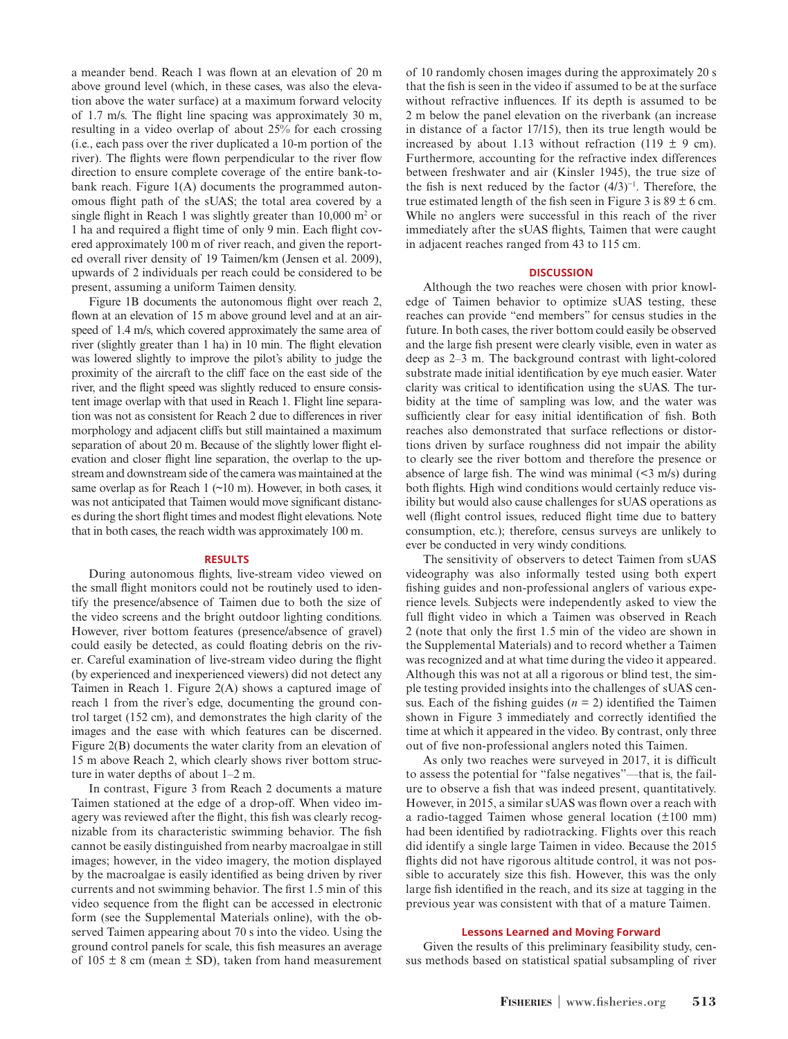a meander bend. Reach 1 was flown at an elevation of 20 m above ground level (which, in these cases, was also the elevation above the water surface) at a maximum forward velocity of 1.7 m/s. The flight line spacing was approximately 30 m, resulting in a video overlap of about 25% for each crossing (i.e., each pass over the river duplicated a 10-m portion of the river). The flights were flown perpendicular to the river flow direction to ensure complete coverage of the entire bank-to-bank reach. Figure 1(A) documents the programmed autonomous flight path of the sUAS; the total area covered by a single flight in Reach 1 was slightly greater than 10,000 $m^2$ or 1 ha and required a flight time of only 9 min. Each flight covered approximately 100 m of river reach, and given the reported overall river density of 19 Taimen/km (Jensen et al. 2009), upwards of 2 individuals per reach could be considered to be present, assuming a uniform Taimen density.

Figure 1B documents the autonomous flight over reach 2, flown at an elevation of 15 m above ground level and at an airspeed of 1.4 m/s, which covered approximately the same area of river (slightly greater than 1 ha) in 10 min. The flight elevation was lowered slightly to improve the pilot's ability to judge the proximity of the aircraft to the cliff face on the east side of the river, and the flight speed was slightly reduced to ensure consistent image overlap with that used in Reach 1. Flight line separation was not as consistent for Reach 2 due to differences in river morphology and adjacent cliffs but still maintained a maximum separation of about 20 m. Because of the slightly lower flight elevation and closer flight line separation, the overlap to the upstream and downstream side of the camera was maintained at the same overlap as for Reach 1 (~10 m). However, in both cases, it was not anticipated that Taimen would move significant distances during the short flight times and modest flight elevations. Note that in both cases, the reach width was approximately 100 m.

## RESULTS

During autonomous flights, live-stream video viewed on the small flight monitors could not be routinely used to identify the presence/absence of Taimen due to both the size of the video screens and the bright outdoor lighting conditions. However, river bottom features (presence/absence of gravel) could easily be detected, as could floating debris on the river. Careful examination of live-stream video during the flight (by experienced and inexperienced viewers) did not detect any Taimen in Reach 1. Figure 2(A) shows a captured image of reach 1 from the river's edge, documenting the ground control target (152 cm), and demonstrates the high clarity of the images and the ease with which features can be discerned. Figure 2(B) documents the water clarity from an elevation of 15 m above Reach 2, which clearly shows river bottom structure in water depths of about 1–2 m.

In contrast, Figure 3 from Reach 2 documents a mature Taimen stationed at the edge of a drop-off. When video imagery was reviewed after the flight, this fish was clearly recognizable from its characteristic swimming behavior. The fish cannot be easily distinguished from nearby macroalgae in still images; however, in the video imagery, the motion displayed by the macroalgae is easily identified as being driven by river currents and not swimming behavior. The first 1.5 min of this video sequence from the flight can be accessed in electronic form (see the Supplemental Materials online), with the observed Taimen appearing about 70 s into the video. Using the ground control panels for scale, this fish measures an average of 105 ± 8 cm (mean ± SD), taken from hand measurement of 10 randomly chosen images during the approximately 20 s that the fish is seen in the video if assumed to be at the surface without refractive influences. If its depth is assumed to be 2 m below the panel elevation on the riverbank (an increase in distance of a factor 17/15), then its true length would be increased by about 1.13 without refraction (119 ± 9 cm). Furthermore, accounting for the refractive index differences between freshwater and air (Kinsler 1945), the true size of the fish is next reduced by the factor $(4/3)^{-1}$. Therefore, the true estimated length of the fish seen in Figure 3 is 89 ± 6 cm. While no anglers were successful in this reach of the river immediately after the sUAS flights, Taimen that were caught in adjacent reaches ranged from 43 to 115 cm.

## DISCUSSION

Although the two reaches were chosen with prior knowledge of Taimen behavior to optimize sUAS testing, these reaches can provide "end members" for census studies in the future. In both cases, the river bottom could easily be observed and the large fish present were clearly visible, even in water as deep as 2–3 m. The background contrast with light-colored substrate made initial identification by eye much easier. Water clarity was critical to identification using the sUAS. The turbidity at the time of sampling was low, and the water was sufficiently clear for easy initial identification of fish. Both reaches also demonstrated that surface reflections or distortions driven by surface roughness did not impair the ability to clearly see the river bottom and therefore the presence or absence of large fish. The wind was minimal (<3 m/s) during both flights. High wind conditions would certainly reduce visibility but would also cause challenges for sUAS operations as well (flight control issues, reduced flight time due to battery consumption, etc.); therefore, census surveys are unlikely to ever be conducted in very windy conditions.

The sensitivity of observers to detect Taimen from sUAS videography was also informally tested using both expert fishing guides and non-professional anglers of various experience levels. Subjects were independently asked to view the full flight video in which a Taimen was observed in Reach 2 (note that only the first 1.5 min of the video are shown in the Supplemental Materials) and to record whether a Taimen was recognized and at what time during the video it appeared. Although this was not at all a rigorous or blind test, the simple testing provided insights into the challenges of sUAS census. Each of the fishing guides ($n$ = 2) identified the Taimen shown in Figure 3 immediately and correctly identified the time at which it appeared in the video. By contrast, only three out of five non-professional anglers noted this Taimen.

As only two reaches were surveyed in 2017, it is difficult to assess the potential for "false negatives"—that is, the failure to observe a fish that was indeed present, quantitatively. However, in 2015, a similar sUAS was flown over a reach with a radio-tagged Taimen whose general location (±100 mm) had been identified by radiotracking. Flights over this reach did identify a single large Taimen in video. Because the 2015 flights did not have rigorous altitude control, it was not possible to accurately size this fish. However, this was the only large fish identified in the reach, and its size at tagging in the previous year was consistent with that of a mature Taimen.

### Lessons Learned and Moving Forward

Given the results of this preliminary feasibility study, census methods based on statistical spatial subsampling of river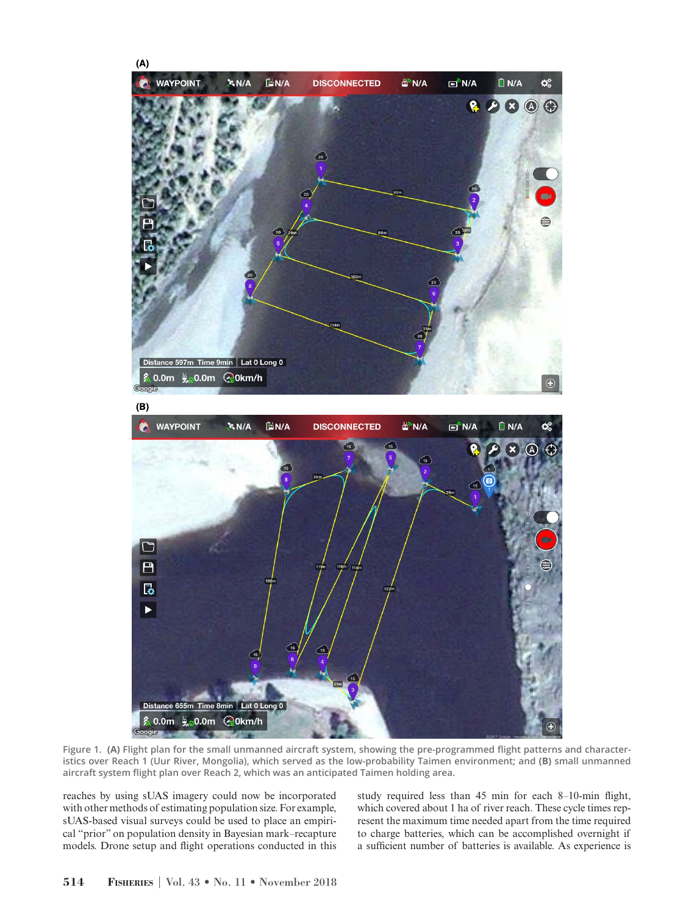Figure 1. **(A)** Flight plan for the small unmanned aircraft system, showing the pre-programmed flight patterns and characteristics over Reach 1 (Uur River, Mongolia), which served as the low-probability Taimen environment; and **(B)** small unmanned aircraft system flight plan over Reach 2, which was an anticipated Taimen holding area.

reaches by using sUAS imagery could now be incorporated with other methods of estimating population size. For example, sUAS-based visual surveys could be used to place an empirical "prior" on population density in Bayesian mark–recapture models. Drone setup and flight operations conducted in this study required less than 45 min for each 8–10-min flight, which covered about 1 ha of river reach. These cycle times represent the maximum time needed apart from the time required to charge batteries, which can be accomplished overnight if a sufficient number of batteries is available. As experience is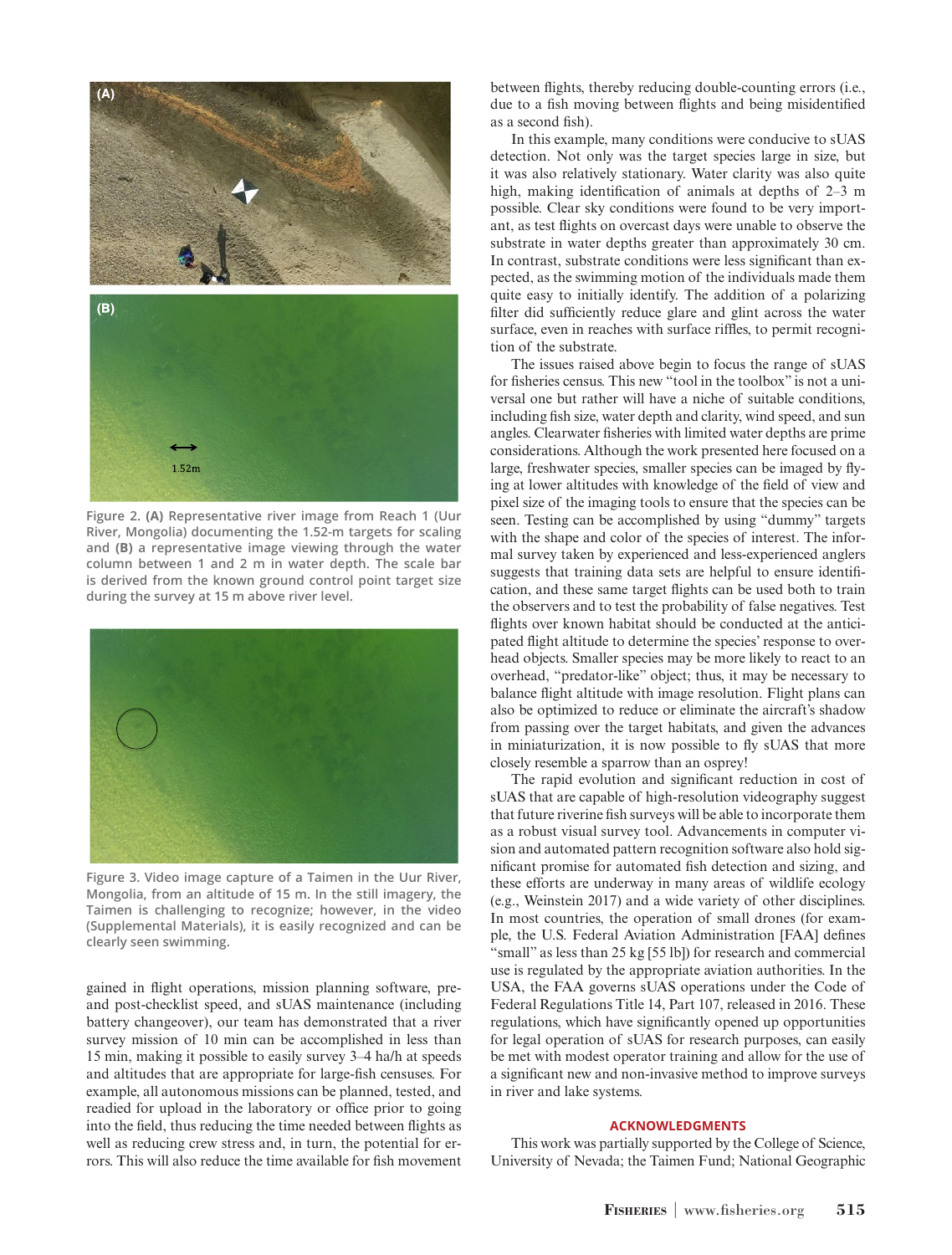Figure 2. **(A)** Representative river image from Reach 1 (Uur River, Mongolia) documenting the 1.52-m targets for scaling and **(B)** a representative image viewing through the water column between 1 and 2 m in water depth. The scale bar is derived from the known ground control point target size during the survey at 15 m above river level.

Figure 3. Video image capture of a Taimen in the Uur River, Mongolia, from an altitude of 15 m. In the still imagery, the Taimen is challenging to recognize; however, in the video (Supplemental Materials), it is easily recognized and can be clearly seen swimming.

gained in flight operations, mission planning software, pre- and post-checklist speed, and sUAS maintenance (including battery changeover), our team has demonstrated that a river survey mission of 10 min can be accomplished in less than 15 min, making it possible to easily survey 3–4 ha/h at speeds and altitudes that are appropriate for large-fish censuses. For example, all autonomous missions can be planned, tested, and readied for upload in the laboratory or office prior to going into the field, thus reducing the time needed between flights as well as reducing crew stress and, in turn, the potential for errors. This will also reduce the time available for fish movement between flights, thereby reducing double-counting errors (i.e., due to a fish moving between flights and being misidentified as a second fish).

In this example, many conditions were conducive to sUAS detection. Not only was the target species large in size, but it was also relatively stationary. Water clarity was also quite high, making identification of animals at depths of 2–3 m possible. Clear sky conditions were found to be very important, as test flights on overcast days were unable to observe the substrate in water depths greater than approximately 30 cm. In contrast, substrate conditions were less significant than expected, as the swimming motion of the individuals made them quite easy to initially identify. The addition of a polarizing filter did sufficiently reduce glare and glint across the water surface, even in reaches with surface riffles, to permit recognition of the substrate.

The issues raised above begin to focus the range of sUAS for fisheries census. This new "tool in the toolbox" is not a universal one but rather will have a niche of suitable conditions, including fish size, water depth and clarity, wind speed, and sun angles. Clearwater fisheries with limited water depths are prime considerations. Although the work presented here focused on a large, freshwater species, smaller species can be imaged by flying at lower altitudes with knowledge of the field of view and pixel size of the imaging tools to ensure that the species can be seen. Testing can be accomplished by using "dummy" targets with the shape and color of the species of interest. The informal survey taken by experienced and less-experienced anglers suggests that training data sets are helpful to ensure identification, and these same target flights can be used both to train the observers and to test the probability of false negatives. Test flights over known habitat should be conducted at the anticipated flight altitude to determine the species' response to overhead objects. Smaller species may be more likely to react to an overhead, "predator-like" object; thus, it may be necessary to balance flight altitude with image resolution. Flight plans can also be optimized to reduce or eliminate the aircraft's shadow from passing over the target habitats, and given the advances in miniaturization, it is now possible to fly sUAS that more closely resemble a sparrow than an osprey!

The rapid evolution and significant reduction in cost of sUAS that are capable of high-resolution videography suggest that future riverine fish surveys will be able to incorporate them as a robust visual survey tool. Advancements in computer vision and automated pattern recognition software also hold significant promise for automated fish detection and sizing, and these efforts are underway in many areas of wildlife ecology (e.g., Weinstein 2017) and a wide variety of other disciplines. In most countries, the operation of small drones (for example, the U.S. Federal Aviation Administration [FAA] defines "small" as less than 25 kg [55 lb]) for research and commercial use is regulated by the appropriate aviation authorities. In the USA, the FAA governs sUAS operations under the Code of Federal Regulations Title 14, Part 107, released in 2016. These regulations, which have significantly opened up opportunities for legal operation of sUAS for research purposes, can easily be met with modest operator training and allow for the use of a significant new and non-invasive method to improve surveys in river and lake systems.

## ACKNOWLEDGMENTS

This work was partially supported by the College of Science, University of Nevada; the Taimen Fund; National Geographic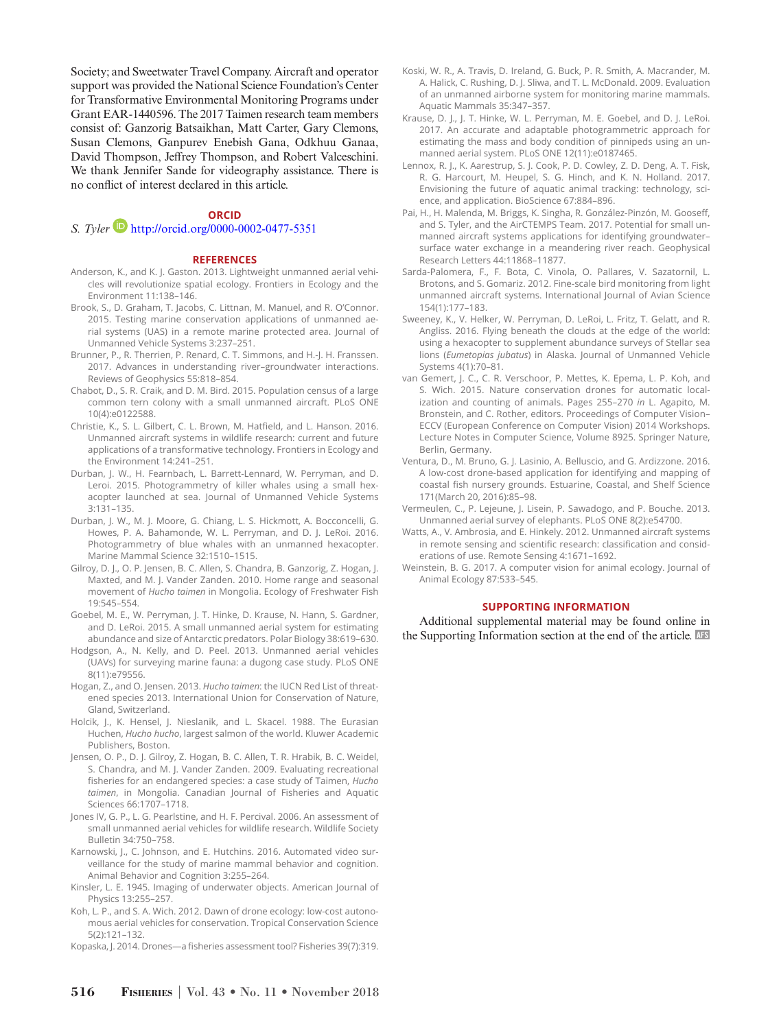Society; and Sweetwater Travel Company. Aircraft and operator support was provided the National Science Foundation's Center for Transformative Environmental Monitoring Programs under Grant EAR-1440596. The 2017 Taimen research team members consist of: Ganzorig Batsaikhan, Matt Carter, Gary Clemons, Susan Clemons, Ganpurev Enebish Gana, Odkhuu Ganaa, David Thompson, Jeffrey Thompson, and Robert Valceschini. We thank Jennifer Sande for videography assistance. There is no conflict of interest declared in this article.

## ORCID

*S. Tyler* http://orcid.org/0000-0002-0477-5351

## REFERENCES

Anderson, K., and K. J. Gaston. 2013. Lightweight unmanned aerial vehicles will revolutionize spatial ecology. Frontiers in Ecology and the Environment 11:138–146.

Brook, S., D. Graham, T. Jacobs, C. Littnan, M. Manuel, and R. O'Connor. 2015. Testing marine conservation applications of unmanned aerial systems (UAS) in a remote marine protected area. Journal of Unmanned Vehicle Systems 3:237–251.

Brunner, P., R. Therrien, P. Renard, C. T. Simmons, and H.-J. H. Franssen. 2017. Advances in understanding river–groundwater interactions. Reviews of Geophysics 55:818–854.

Chabot, D., S. R. Craik, and D. M. Bird. 2015. Population census of a large common tern colony with a small unmanned aircraft. PLoS ONE 10(4):e0122588.

Christie, K., S. L. Gilbert, C. L. Brown, M. Hatfield, and L. Hanson. 2016. Unmanned aircraft systems in wildlife research: current and future applications of a transformative technology. Frontiers in Ecology and the Environment 14:241–251.

Durban, J. W., H. Fearnbach, L. Barrett-Lennard, W. Perryman, and D. Leroi. 2015. Photogrammetry of killer whales using a small hexacopter launched at sea. Journal of Unmanned Vehicle Systems 3:131–135.

Durban, J. W., M. J. Moore, G. Chiang, L. S. Hickmott, A. Bocconcelli, G. Howes, P. A. Bahamonde, W. L. Perryman, and D. J. LeRoi. 2016. Photogrammetry of blue whales with an unmanned hexacopter. Marine Mammal Science 32:1510–1515.

Gilroy, D. J., O. P. Jensen, B. C. Allen, S. Chandra, B. Ganzorig, Z. Hogan, J. Maxted, and M. J. Vander Zanden. 2010. Home range and seasonal movement of *Hucho taimen* in Mongolia. Ecology of Freshwater Fish 19:545–554.

Goebel, M. E., W. Perryman, J. T. Hinke, D. Krause, N. Hann, S. Gardner, and D. LeRoi. 2015. A small unmanned aerial system for estimating abundance and size of Antarctic predators. Polar Biology 38:619–630.

Hodgson, A., N. Kelly, and D. Peel. 2013. Unmanned aerial vehicles (UAVs) for surveying marine fauna: a dugong case study. PLoS ONE 8(11):e79556.

Hogan, Z., and O. Jensen. 2013. *Hucho taimen*: the IUCN Red List of threatened species 2013. International Union for Conservation of Nature, Gland, Switzerland.

Holcik, J., K. Hensel, J. Nieslanik, and L. Skacel. 1988. The Eurasian Huchen, *Hucho hucho*, largest salmon of the world. Kluwer Academic Publishers, Boston.

Jensen, O. P., D. J. Gilroy, Z. Hogan, B. C. Allen, T. R. Hrabik, B. C. Weidel, S. Chandra, and M. J. Vander Zanden. 2009. Evaluating recreational fisheries for an endangered species: a case study of Taimen, *Hucho taimen*, in Mongolia. Canadian Journal of Fisheries and Aquatic Sciences 66:1707–1718.

Jones IV, G. P., L. G. Pearlstine, and H. F. Percival. 2006. An assessment of small unmanned aerial vehicles for wildlife research. Wildlife Society Bulletin 34:750–758.

Karnowski, J., C. Johnson, and E. Hutchins. 2016. Automated video surveillance for the study of marine mammal behavior and cognition. Animal Behavior and Cognition 3:255–264.

Kinsler, L. E. 1945. Imaging of underwater objects. American Journal of Physics 13:255–257.

Koh, L. P., and S. A. Wich. 2012. Dawn of drone ecology: low-cost autonomous aerial vehicles for conservation. Tropical Conservation Science 5(2):121–132.

Kopaska, J. 2014. Drones—a fisheries assessment tool? Fisheries 39(7):319.

Koski, W. R., A. Travis, D. Ireland, G. Buck, P. R. Smith, A. Macrander, M. A. Halick, C. Rushing, D. J. Sliwa, and T. L. McDonald. 2009. Evaluation of an unmanned airborne system for monitoring marine mammals. Aquatic Mammals 35:347–357.

Krause, D. J., J. T. Hinke, W. L. Perryman, M. E. Goebel, and D. J. LeRoi. 2017. An accurate and adaptable photogrammetric approach for estimating the mass and body condition of pinnipeds using an unmanned aerial system. PLoS ONE 12(11):e0187465.

Lennox, R. J., K. Aarestrup, S. J. Cook, P. D. Cowley, Z. D. Deng, A. T. Fisk, R. G. Harcourt, M. Heupel, S. G. Hinch, and K. N. Holland. 2017. Envisioning the future of aquatic animal tracking: technology, science, and application. BioScience 67:884–896.

Pai, H., H. Malenda, M. Briggs, K. Singha, R. González-Pinzón, M. Gooseff, and S. Tyler, and the AirCTEMPS Team. 2017. Potential for small unmanned aircraft systems applications for identifying groundwater–surface water exchange in a meandering river reach. Geophysical Research Letters 44:11868–11877.

Sarda-Palomera, F., F. Bota, C. Vinola, O. Pallares, V. Sazatornil, L. Brotons, and S. Gomariz. 2012. Fine-scale bird monitoring from light unmanned aircraft systems. International Journal of Avian Science 154(1):177–183.

Sweeney, K., V. Helker, W. Perryman, D. LeRoi, L. Fritz, T. Gelatt, and R. Angliss. 2016. Flying beneath the clouds at the edge of the world: using a hexacopter to supplement abundance surveys of Stellar sea lions (*Eumetopias jubatus*) in Alaska. Journal of Unmanned Vehicle Systems 4(1):70–81.

van Gemert, J. C., C. R. Verschoor, P. Mettes, K. Epema, L. P. Koh, and S. Wich. 2015. Nature conservation drones for automatic localization and counting of animals. Pages 255–270 *in* L. Agapito, M. Bronstein, and C. Rother, editors. Proceedings of Computer Vision–ECCV (European Conference on Computer Vision) 2014 Workshops. Lecture Notes in Computer Science, Volume 8925. Springer Nature, Berlin, Germany.

Ventura, D., M. Bruno, G. J. Lasinio, A. Belluscio, and G. Ardizzone. 2016. A low-cost drone-based application for identifying and mapping of coastal fish nursery grounds. Estuarine, Coastal, and Shelf Science 171(March 20, 2016):85–98.

Vermeulen, C., P. Lejeune, J. Lisein, P. Sawadogo, and P. Bouche. 2013. Unmanned aerial survey of elephants. PLoS ONE 8(2):e54700.

Watts, A., V. Ambrosia, and E. Hinkely. 2012. Unmanned aircraft systems in remote sensing and scientific research: classification and considerations of use. Remote Sensing 4:1671–1692.

Weinstein, B. G. 2017. A computer vision for animal ecology. Journal of Animal Ecology 87:533–545.

## SUPPORTING INFORMATION

Additional supplemental material may be found online in the Supporting Information section at the end of the article.